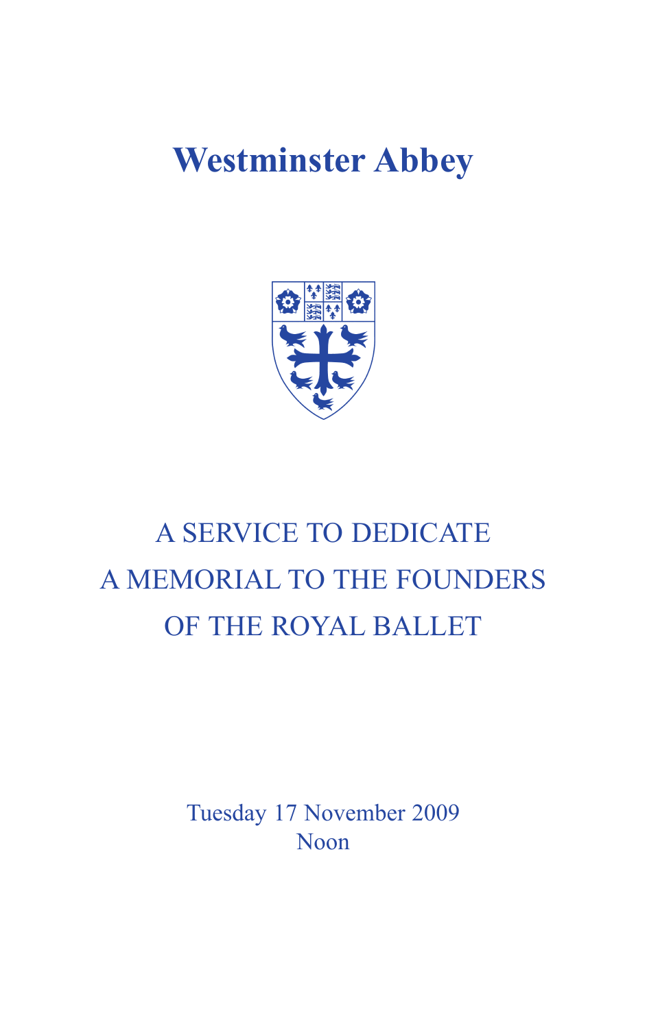# Westminster Abbey

## A SERVICE TO DEDICATE A MEMORIAL TO THE FOUNDERS OF THE ROYAL BALLET

Tuesday 17 November 2009
Noon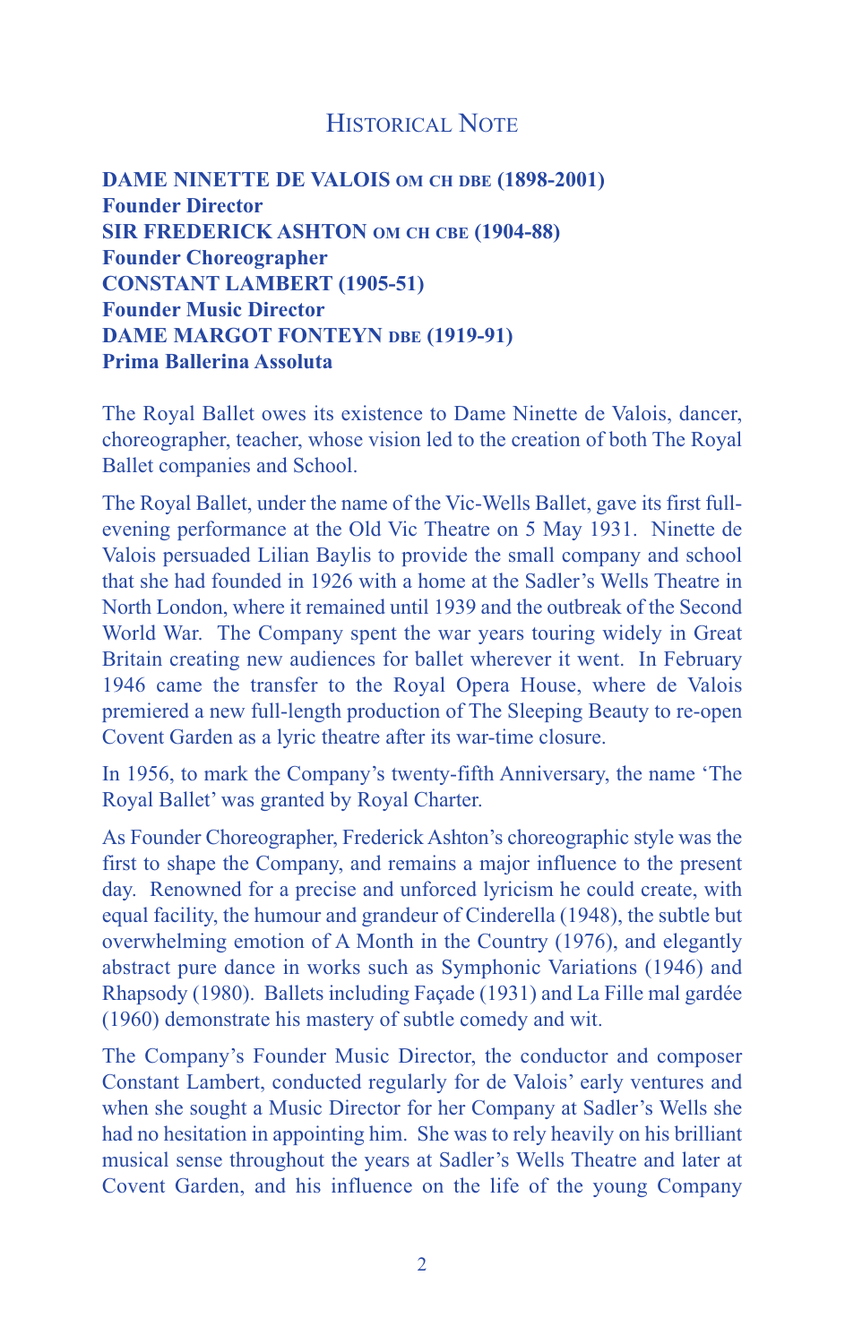# Historical Note

**DAME NINETTE DE VALOIS OM CH DBE (1898-2001)**
**Founder Director**
**SIR FREDERICK ASHTON OM CH CBE (1904-88)**
**Founder Choreographer**
**CONSTANT LAMBERT (1905-51)**
**Founder Music Director**
**DAME MARGOT FONTEYN DBE (1919-91)**
**Prima Ballerina Assoluta**

The Royal Ballet owes its existence to Dame Ninette de Valois, dancer, choreographer, teacher, whose vision led to the creation of both The Royal Ballet companies and School.

The Royal Ballet, under the name of the Vic-Wells Ballet, gave its first full-evening performance at the Old Vic Theatre on 5 May 1931. Ninette de Valois persuaded Lilian Baylis to provide the small company and school that she had founded in 1926 with a home at the Sadler's Wells Theatre in North London, where it remained until 1939 and the outbreak of the Second World War. The Company spent the war years touring widely in Great Britain creating new audiences for ballet wherever it went. In February 1946 came the transfer to the Royal Opera House, where de Valois premiered a new full-length production of The Sleeping Beauty to re-open Covent Garden as a lyric theatre after its war-time closure.

In 1956, to mark the Company's twenty-fifth Anniversary, the name 'The Royal Ballet' was granted by Royal Charter.

As Founder Choreographer, Frederick Ashton's choreographic style was the first to shape the Company, and remains a major influence to the present day. Renowned for a precise and unforced lyricism he could create, with equal facility, the humour and grandeur of Cinderella (1948), the subtle but overwhelming emotion of A Month in the Country (1976), and elegantly abstract pure dance in works such as Symphonic Variations (1946) and Rhapsody (1980). Ballets including Façade (1931) and La Fille mal gardée (1960) demonstrate his mastery of subtle comedy and wit.

The Company's Founder Music Director, the conductor and composer Constant Lambert, conducted regularly for de Valois' early ventures and when she sought a Music Director for her Company at Sadler's Wells she had no hesitation in appointing him. She was to rely heavily on his brilliant musical sense throughout the years at Sadler's Wells Theatre and later at Covent Garden, and his influence on the life of the young Company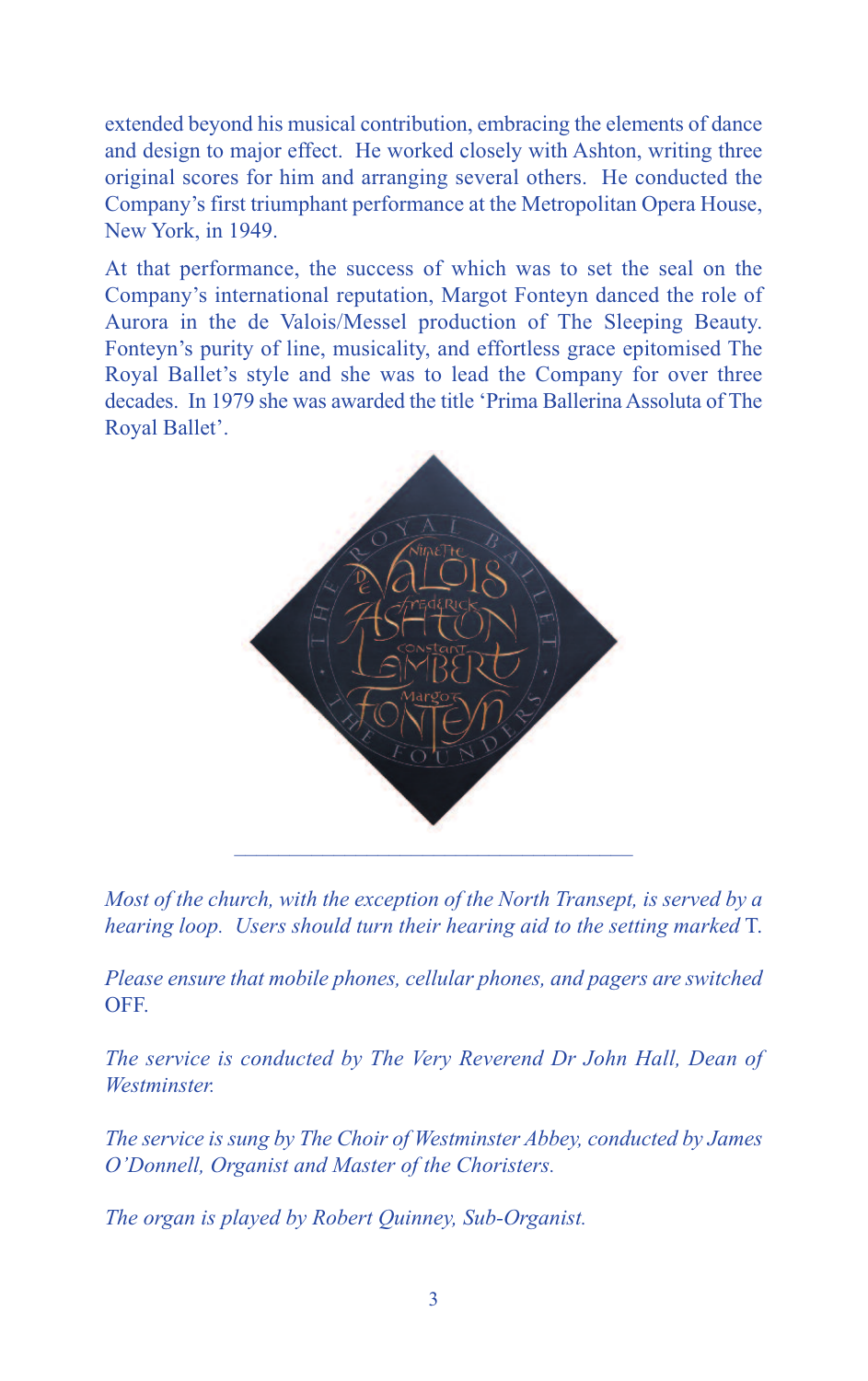extended beyond his musical contribution, embracing the elements of dance and design to major effect. He worked closely with Ashton, writing three original scores for him and arranging several others. He conducted the Company's first triumphant performance at the Metropolitan Opera House, New York, in 1949.

At that performance, the success of which was to set the seal on the Company's international reputation, Margot Fonteyn danced the role of Aurora in the de Valois/Messel production of The Sleeping Beauty. Fonteyn's purity of line, musicality, and effortless grace epitomised The Royal Ballet's style and she was to lead the Company for over three decades. In 1979 she was awarded the title 'Prima Ballerina Assoluta of The Royal Ballet'.

---

*Most of the church, with the exception of the North Transept, is served by a hearing loop. Users should turn their hearing aid to the setting marked* T.

*Please ensure that mobile phones, cellular phones, and pagers are switched* OFF.

*The service is conducted by The Very Reverend Dr John Hall, Dean of Westminster.*

*The service is sung by The Choir of Westminster Abbey, conducted by James O'Donnell, Organist and Master of the Choristers.*

*The organ is played by Robert Quinney, Sub-Organist.*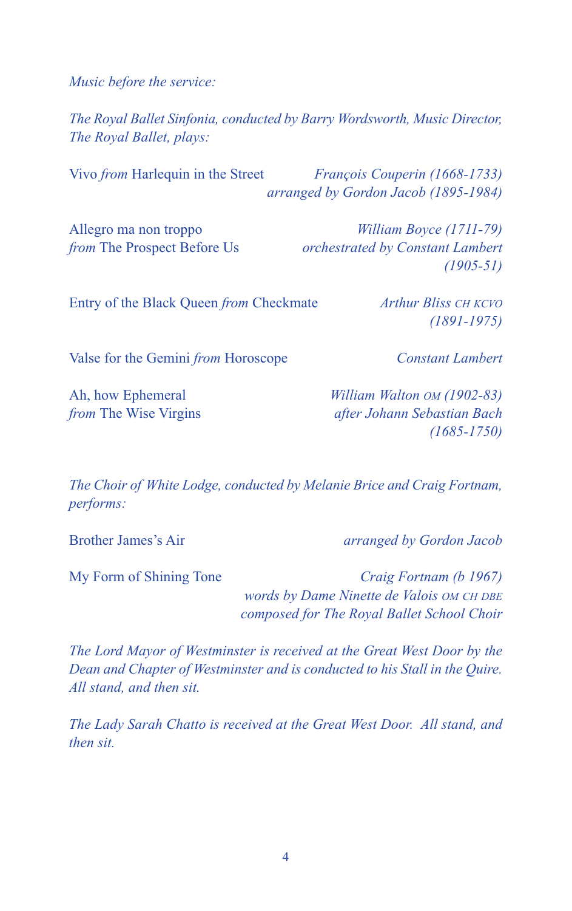*Music before the service:*

*The Royal Ballet Sinfonia, conducted by Barry Wordsworth, Music Director, The Royal Ballet, plays:*

Vivo *from* Harlequin in the Street — *François Couperin (1668-1733) arranged by Gordon Jacob (1895-1984)*

Allegro ma non troppo *from* The Prospect Before Us — *William Boyce (1711-79) orchestrated by Constant Lambert (1905-51)*

Entry of the Black Queen *from* Checkmate — *Arthur Bliss CH KCVO (1891-1975)*

Valse for the Gemini *from* Horoscope — *Constant Lambert*

Ah, how Ephemeral *from* The Wise Virgins — *William Walton OM (1902-83) after Johann Sebastian Bach (1685-1750)*

*The Choir of White Lodge, conducted by Melanie Brice and Craig Fortnam, performs:*

Brother James's Air — *arranged by Gordon Jacob*

My Form of Shining Tone — *Craig Fortnam (b 1967) words by Dame Ninette de Valois OM CH DBE composed for The Royal Ballet School Choir*

*The Lord Mayor of Westminster is received at the Great West Door by the Dean and Chapter of Westminster and is conducted to his Stall in the Quire. All stand, and then sit.*

*The Lady Sarah Chatto is received at the Great West Door. All stand, and then sit.*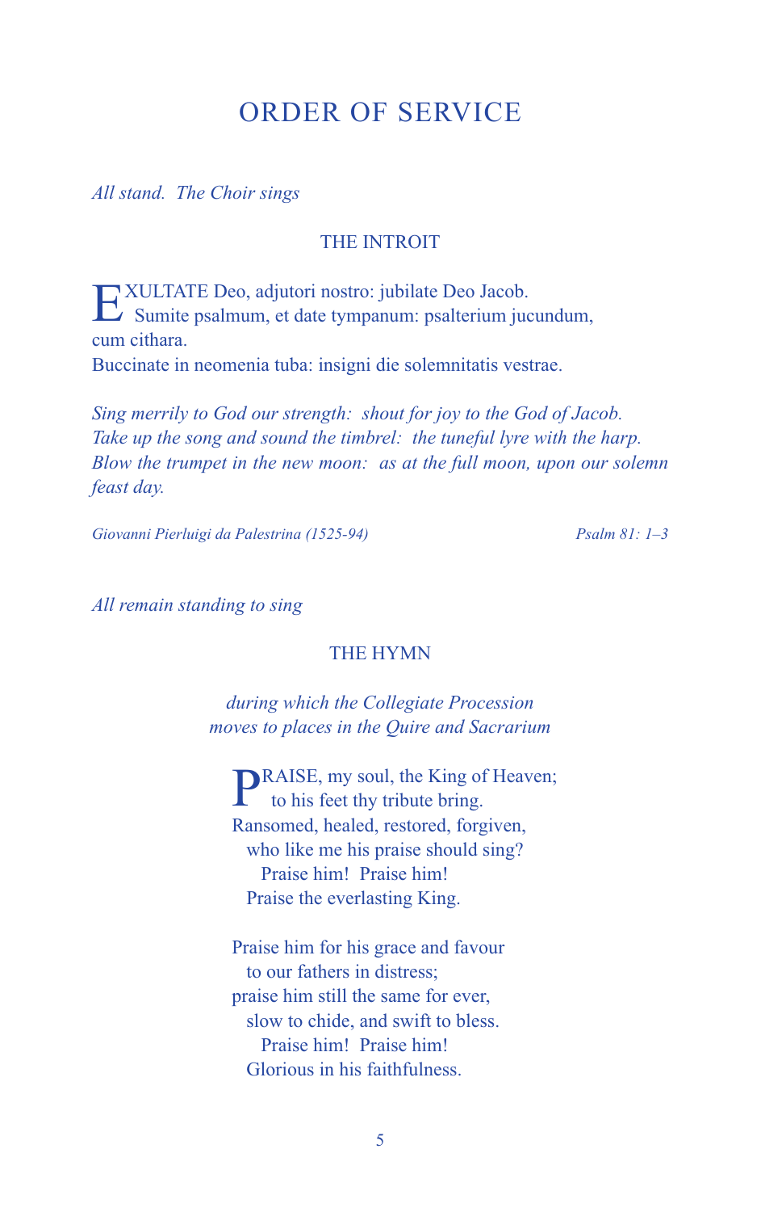# ORDER OF SERVICE

*All stand. The Choir sings*

## THE INTROIT

EXULTATE Deo, adjutori nostro: jubilate Deo Jacob.
Sumite psalmum, et date tympanum: psalterium jucundum, cum cithara.
Buccinate in neomenia tuba: insigni die solemnitatis vestrae.

*Sing merrily to God our strength: shout for joy to the God of Jacob.*
*Take up the song and sound the timbrel: the tuneful lyre with the harp.*
*Blow the trumpet in the new moon: as at the full moon, upon our solemn feast day.*

*Giovanni Pierluigi da Palestrina (1525-94)* — *Psalm 81: 1–3*

*All remain standing to sing*

## THE HYMN

*during which the Collegiate Procession*
*moves to places in the Quire and Sacrarium*

PRAISE, my soul, the King of Heaven;
to his feet thy tribute bring.
Ransomed, healed, restored, forgiven,
who like me his praise should sing?
Praise him! Praise him!
Praise the everlasting King.

Praise him for his grace and favour
to our fathers in distress;
praise him still the same for ever,
slow to chide, and swift to bless.
Praise him! Praise him!
Glorious in his faithfulness.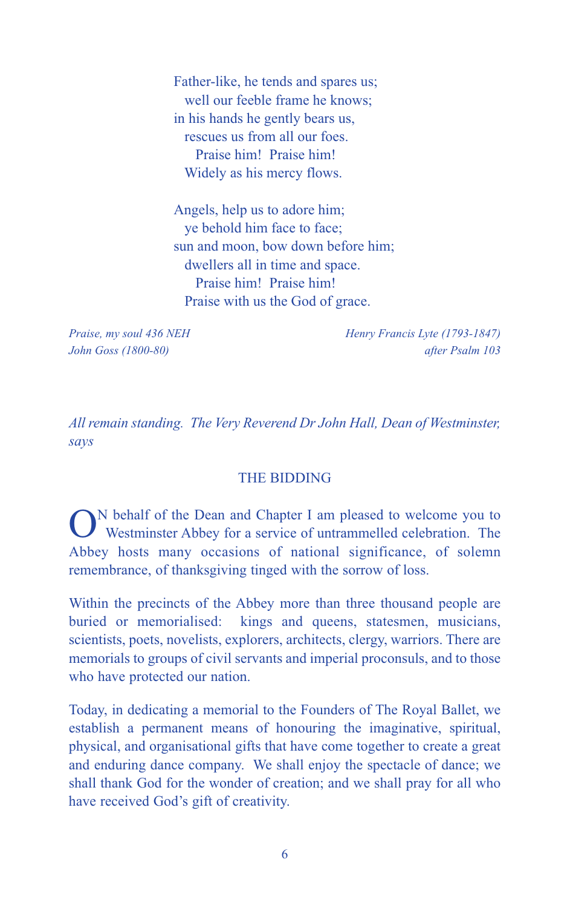Father-like, he tends and spares us;
  well our feeble frame he knows;
in his hands he gently bears us,
  rescues us from all our foes.
    Praise him! Praise him!
  Widely as his mercy flows.

Angels, help us to adore him;
  ye behold him face to face;
sun and moon, bow down before him;
  dwellers all in time and space.
    Praise him! Praise him!
  Praise with us the God of grace.

*Praise, my soul 436 NEH* — *Henry Francis Lyte (1793-1847)*
*John Goss (1800-80)* — *after Psalm 103*

*All remain standing. The Very Reverend Dr John Hall, Dean of Westminster, says*

## THE BIDDING

ON behalf of the Dean and Chapter I am pleased to welcome you to Westminster Abbey for a service of untrammelled celebration. The Abbey hosts many occasions of national significance, of solemn remembrance, of thanksgiving tinged with the sorrow of loss.

Within the precincts of the Abbey more than three thousand people are buried or memorialised: kings and queens, statesmen, musicians, scientists, poets, novelists, explorers, architects, clergy, warriors. There are memorials to groups of civil servants and imperial proconsuls, and to those who have protected our nation.

Today, in dedicating a memorial to the Founders of The Royal Ballet, we establish a permanent means of honouring the imaginative, spiritual, physical, and organisational gifts that have come together to create a great and enduring dance company. We shall enjoy the spectacle of dance; we shall thank God for the wonder of creation; and we shall pray for all who have received God's gift of creativity.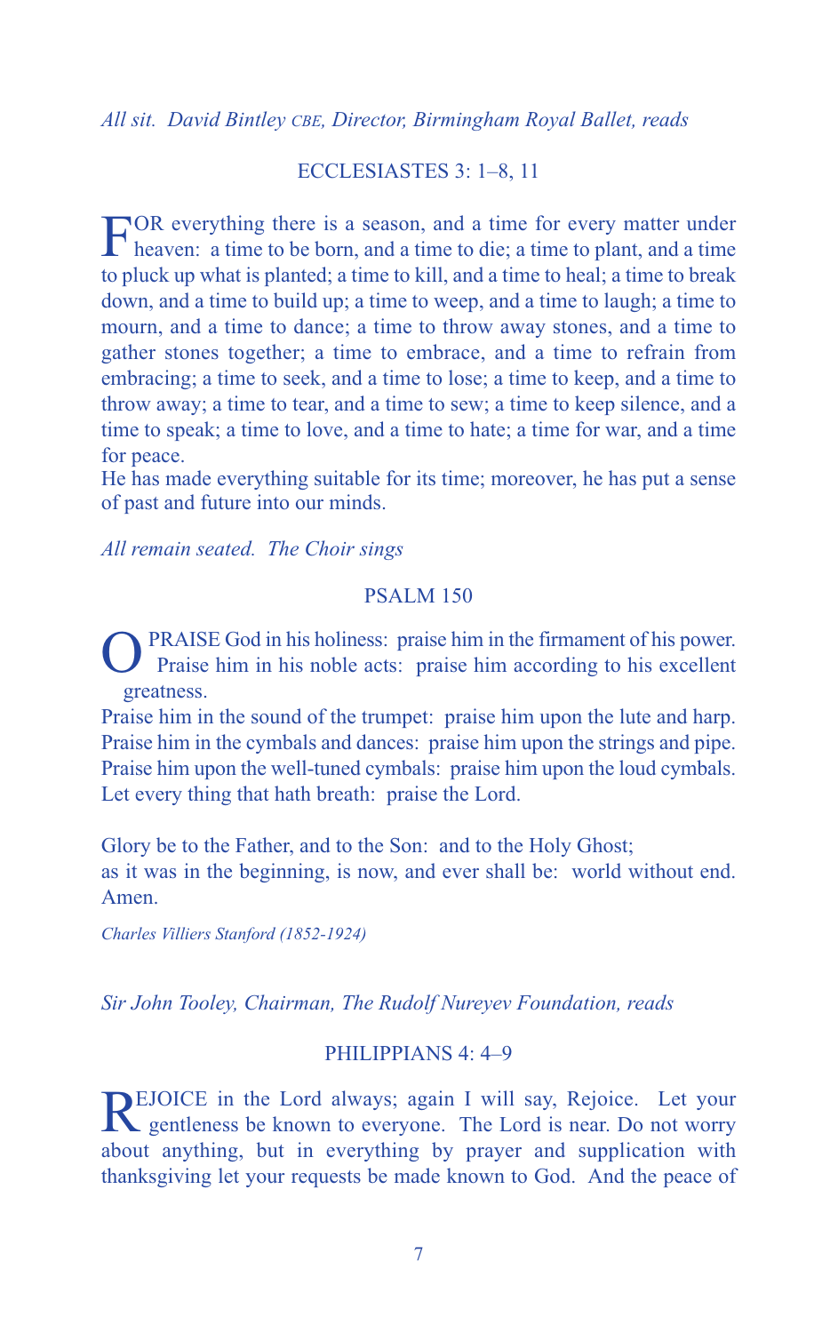*All sit. David Bintley CBE, Director, Birmingham Royal Ballet, reads*

ECCLESIASTES 3: 1–8, 11

FOR everything there is a season, and a time for every matter under heaven: a time to be born, and a time to die; a time to plant, and a time to pluck up what is planted; a time to kill, and a time to heal; a time to break down, and a time to build up; a time to weep, and a time to laugh; a time to mourn, and a time to dance; a time to throw away stones, and a time to gather stones together; a time to embrace, and a time to refrain from embracing; a time to seek, and a time to lose; a time to keep, and a time to throw away; a time to tear, and a time to sew; a time to keep silence, and a time to speak; a time to love, and a time to hate; a time for war, and a time for peace.
He has made everything suitable for its time; moreover, he has put a sense of past and future into our minds.

*All remain seated. The Choir sings*

PSALM 150

O PRAISE God in his holiness: praise him in the firmament of his power.
Praise him in his noble acts: praise him according to his excellent greatness.
Praise him in the sound of the trumpet: praise him upon the lute and harp.
Praise him in the cymbals and dances: praise him upon the strings and pipe.
Praise him upon the well-tuned cymbals: praise him upon the loud cymbals.
Let every thing that hath breath: praise the Lord.

Glory be to the Father, and to the Son: and to the Holy Ghost;
as it was in the beginning, is now, and ever shall be: world without end. Amen.

*Charles Villiers Stanford (1852-1924)*

*Sir John Tooley, Chairman, The Rudolf Nureyev Foundation, reads*

PHILIPPIANS 4: 4–9

REJOICE in the Lord always; again I will say, Rejoice. Let your gentleness be known to everyone. The Lord is near. Do not worry about anything, but in everything by prayer and supplication with thanksgiving let your requests be made known to God. And the peace of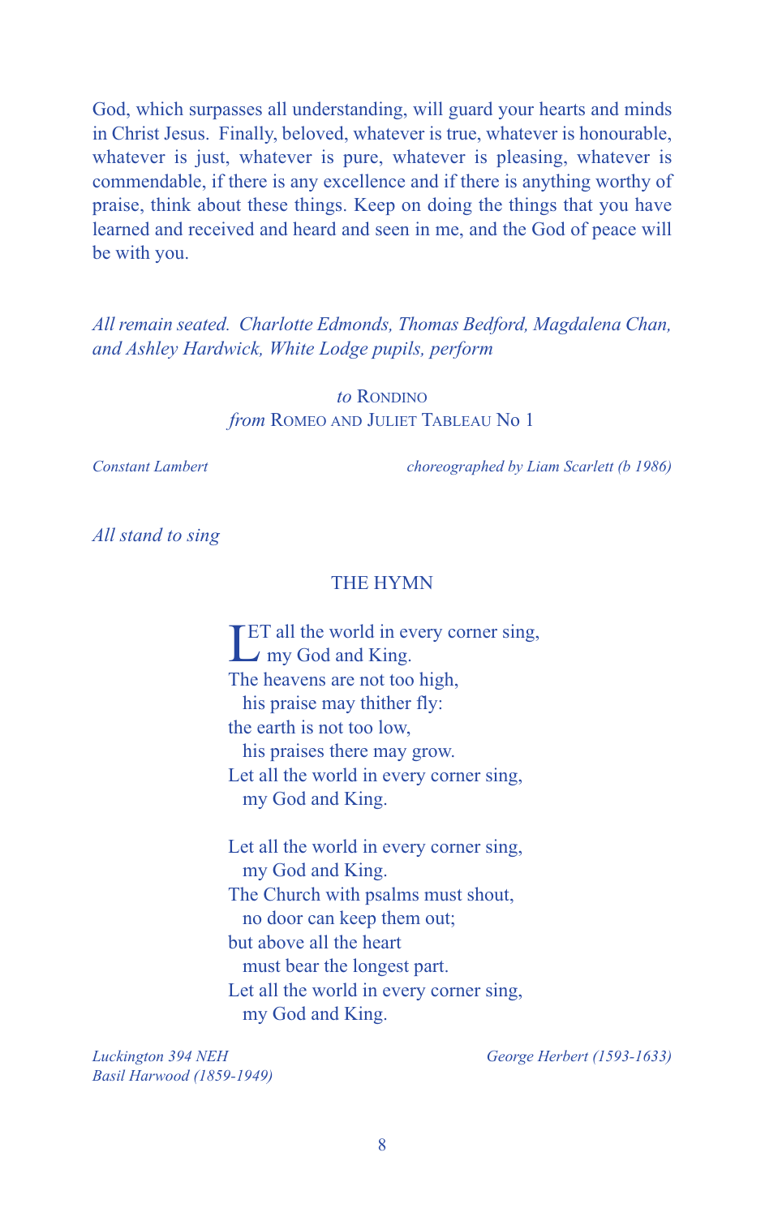God, which surpasses all understanding, will guard your hearts and minds in Christ Jesus. Finally, beloved, whatever is true, whatever is honourable, whatever is just, whatever is pure, whatever is pleasing, whatever is commendable, if there is any excellence and if there is anything worthy of praise, think about these things. Keep on doing the things that you have learned and received and heard and seen in me, and the God of peace will be with you.

*All remain seated. Charlotte Edmonds, Thomas Bedford, Magdalena Chan, and Ashley Hardwick, White Lodge pupils, perform*

*to* Rondino
*from* Romeo and Juliet Tableau No 1

*Constant Lambert* — *choreographed by Liam Scarlett (b 1986)*

*All stand to sing*

## THE HYMN

LET all the world in every corner sing,
  my God and King.
The heavens are not too high,
  his praise may thither fly:
the earth is not too low,
  his praises there may grow.
Let all the world in every corner sing,
  my God and King.

Let all the world in every corner sing,
  my God and King.
The Church with psalms must shout,
  no door can keep them out;
but above all the heart
  must bear the longest part.
Let all the world in every corner sing,
  my God and King.

*Luckington 394 NEH*
*Basil Harwood (1859-1949)*

*George Herbert (1593-1633)*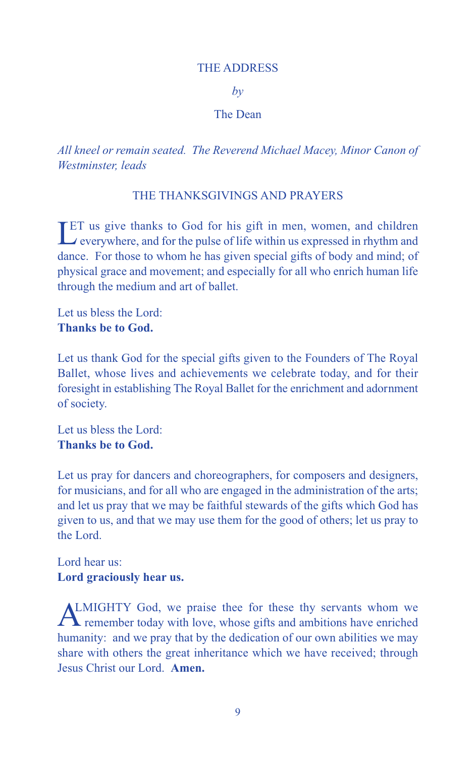## THE ADDRESS

*by*

The Dean

*All kneel or remain seated. The Reverend Michael Macey, Minor Canon of Westminster, leads*

## THE THANKSGIVINGS AND PRAYERS

LET us give thanks to God for his gift in men, women, and children everywhere, and for the pulse of life within us expressed in rhythm and dance. For those to whom he has given special gifts of body and mind; of physical grace and movement; and especially for all who enrich human life through the medium and art of ballet.

Let us bless the Lord:
**Thanks be to God.**

Let us thank God for the special gifts given to the Founders of The Royal Ballet, whose lives and achievements we celebrate today, and for their foresight in establishing The Royal Ballet for the enrichment and adornment of society.

Let us bless the Lord:
**Thanks be to God.**

Let us pray for dancers and choreographers, for composers and designers, for musicians, and for all who are engaged in the administration of the arts; and let us pray that we may be faithful stewards of the gifts which God has given to us, and that we may use them for the good of others; let us pray to the Lord.

Lord hear us:
**Lord graciously hear us.**

ALMIGHTY God, we praise thee for these thy servants whom we remember today with love, whose gifts and ambitions have enriched humanity: and we pray that by the dedication of our own abilities we may share with others the great inheritance which we have received; through Jesus Christ our Lord. **Amen.**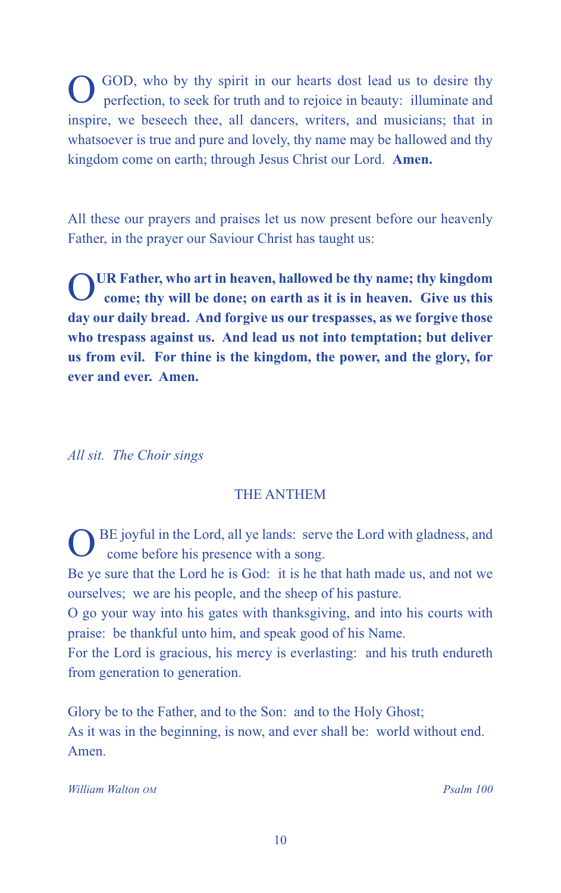O GOD, who by thy spirit in our hearts dost lead us to desire thy perfection, to seek for truth and to rejoice in beauty: illuminate and inspire, we beseech thee, all dancers, writers, and musicians; that in whatsoever is true and pure and lovely, thy name may be hallowed and thy kingdom come on earth; through Jesus Christ our Lord. **Amen.**

All these our prayers and praises let us now present before our heavenly Father, in the prayer our Saviour Christ has taught us:

**OUR Father, who art in heaven, hallowed be thy name; thy kingdom come; thy will be done; on earth as it is in heaven. Give us this day our daily bread. And forgive us our trespasses, as we forgive those who trespass against us. And lead us not into temptation; but deliver us from evil. For thine is the kingdom, the power, and the glory, for ever and ever. Amen.**

*All sit. The Choir sings*

## THE ANTHEM

O BE joyful in the Lord, all ye lands: serve the Lord with gladness, and come before his presence with a song.
Be ye sure that the Lord he is God: it is he that hath made us, and not we ourselves; we are his people, and the sheep of his pasture.
O go your way into his gates with thanksgiving, and into his courts with praise: be thankful unto him, and speak good of his Name.
For the Lord is gracious, his mercy is everlasting: and his truth endureth from generation to generation.

Glory be to the Father, and to the Son: and to the Holy Ghost;
As it was in the beginning, is now, and ever shall be: world without end. Amen.

*William Walton OM* — *Psalm 100*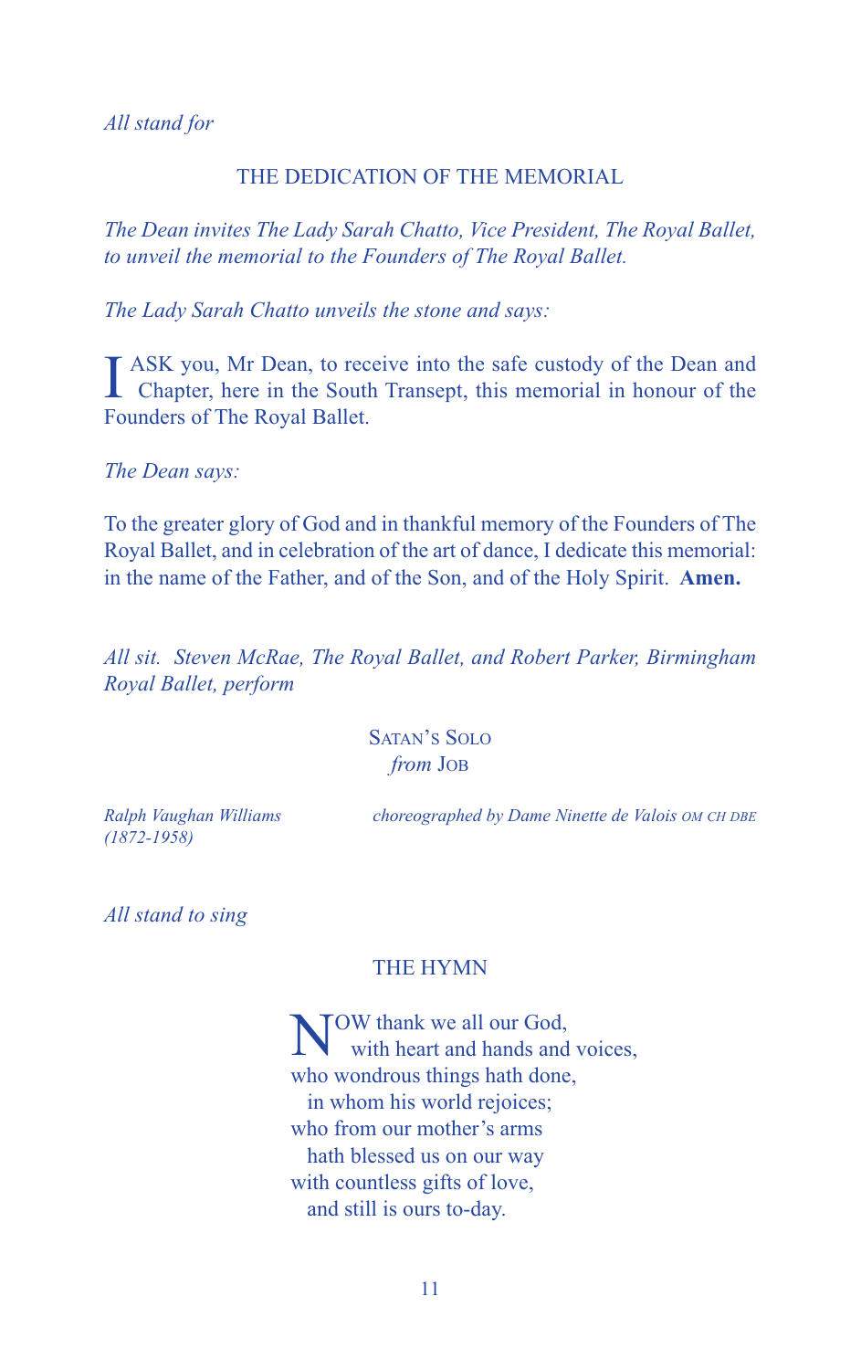*All stand for*

## THE DEDICATION OF THE MEMORIAL

*The Dean invites The Lady Sarah Chatto, Vice President, The Royal Ballet, to unveil the memorial to the Founders of The Royal Ballet.*

*The Lady Sarah Chatto unveils the stone and says:*

I ASK you, Mr Dean, to receive into the safe custody of the Dean and Chapter, here in the South Transept, this memorial in honour of the Founders of The Royal Ballet.

*The Dean says:*

To the greater glory of God and in thankful memory of the Founders of The Royal Ballet, and in celebration of the art of dance, I dedicate this memorial: in the name of the Father, and of the Son, and of the Holy Spirit. **Amen.**

*All sit. Steven McRae, The Royal Ballet, and Robert Parker, Birmingham Royal Ballet, perform*

SATAN'S SOLO
*from* JOB

*Ralph Vaughan Williams (1872-1958)* — *choreographed by Dame Ninette de Valois OM CH DBE*

*All stand to sing*

## THE HYMN

NOW thank we all our God,
  with heart and hands and voices,
who wondrous things hath done,
  in whom his world rejoices;
who from our mother's arms
  hath blessed us on our way
with countless gifts of love,
  and still is ours to-day.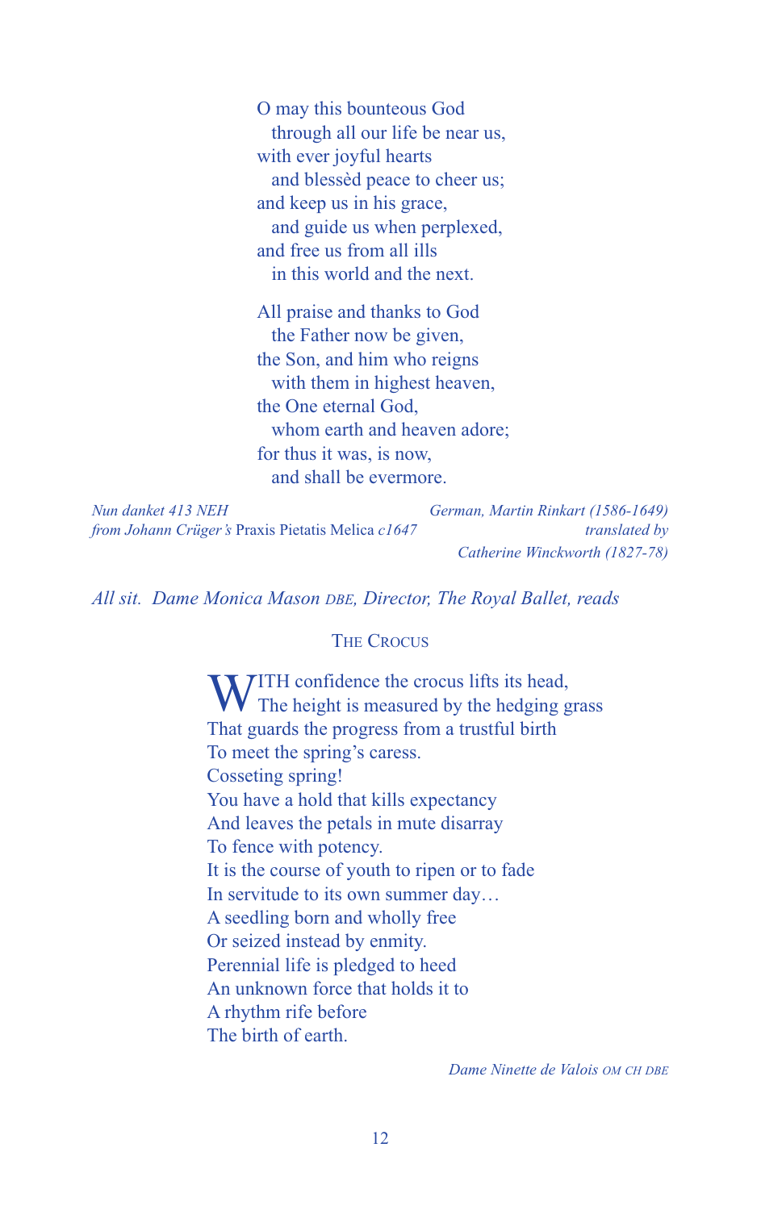O may this bounteous God
  through all our life be near us,
with ever joyful hearts
  and blessèd peace to cheer us;
and keep us in his grace,
  and guide us when perplexed,
and free us from all ills
  in this world and the next.

All praise and thanks to God
  the Father now be given,
the Son, and him who reigns
  with them in highest heaven,
the One eternal God,
  whom earth and heaven adore;
for thus it was, is now,
  and shall be evermore.

*Nun danket 413 NEH*
*from Johann Crüger's* Praxis Pietatis Melica *c1647*

*German, Martin Rinkart (1586-1649)*
*translated by*
*Catherine Winckworth (1827-78)*

*All sit. Dame Monica Mason* DBE*, Director, The Royal Ballet, reads*

## The Crocus

WITH confidence the crocus lifts its head,
The height is measured by the hedging grass
That guards the progress from a trustful birth
To meet the spring's caress.
Cosseting spring!
You have a hold that kills expectancy
And leaves the petals in mute disarray
To fence with potency.
It is the course of youth to ripen or to fade
In servitude to its own summer day…
A seedling born and wholly free
Or seized instead by enmity.
Perennial life is pledged to heed
An unknown force that holds it to
A rhythm rife before
The birth of earth.

*Dame Ninette de Valois* OM CH DBE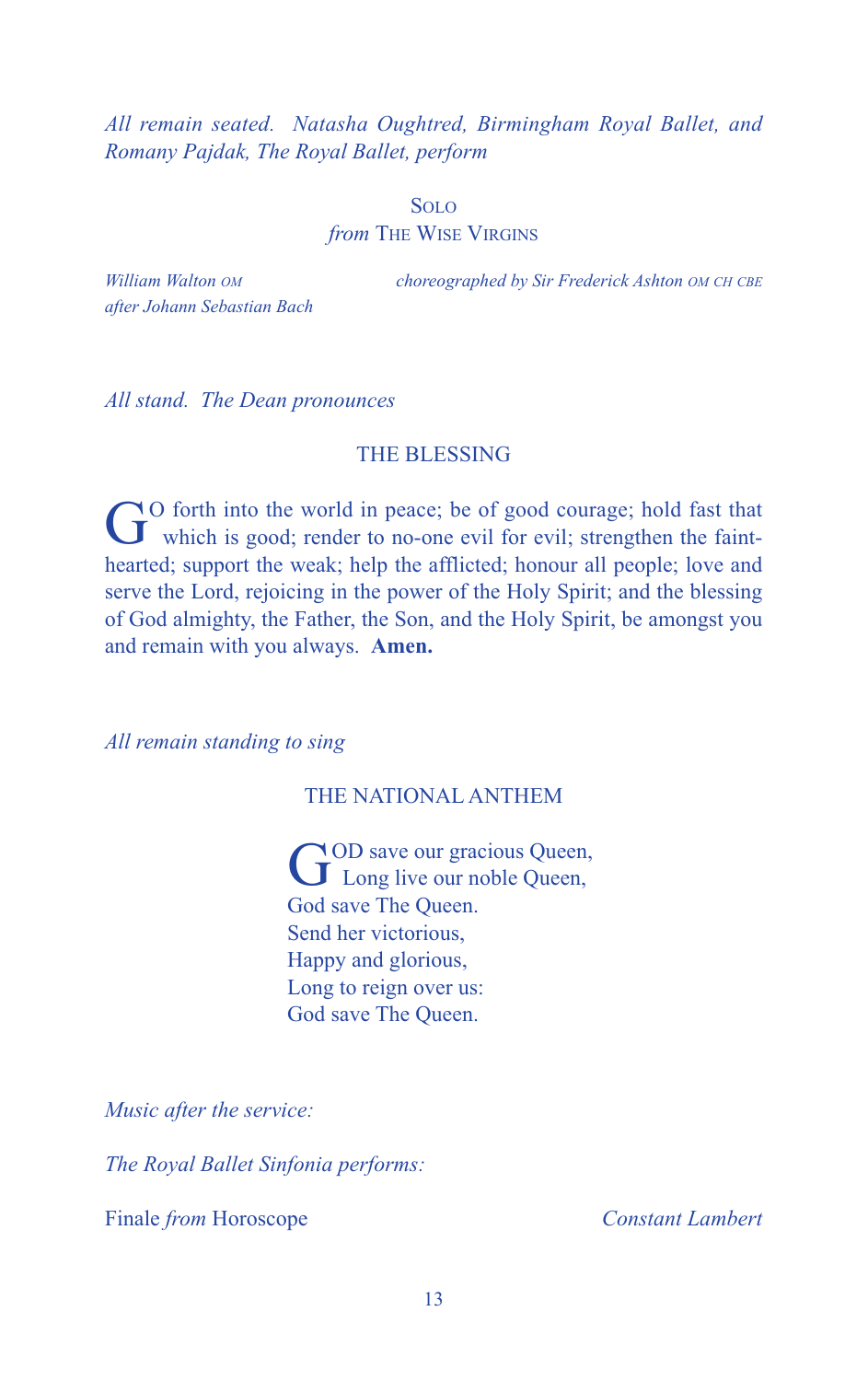*All remain seated. Natasha Oughtred, Birmingham Royal Ballet, and Romany Pajdak, The Royal Ballet, perform*

SOLO
*from* THE WISE VIRGINS

*William Walton OM*
*after Johann Sebastian Bach*

*choreographed by Sir Frederick Ashton OM CH CBE*

*All stand. The Dean pronounces*

## THE BLESSING

GO forth into the world in peace; be of good courage; hold fast that which is good; render to no-one evil for evil; strengthen the faint-hearted; support the weak; help the afflicted; honour all people; love and serve the Lord, rejoicing in the power of the Holy Spirit; and the blessing of God almighty, the Father, the Son, and the Holy Spirit, be amongst you and remain with you always. **Amen.**

*All remain standing to sing*

## THE NATIONAL ANTHEM

GOD save our gracious Queen,
Long live our noble Queen,
God save The Queen.
Send her victorious,
Happy and glorious,
Long to reign over us:
God save The Queen.

*Music after the service:*

*The Royal Ballet Sinfonia performs:*

Finale *from* Horoscope — *Constant Lambert*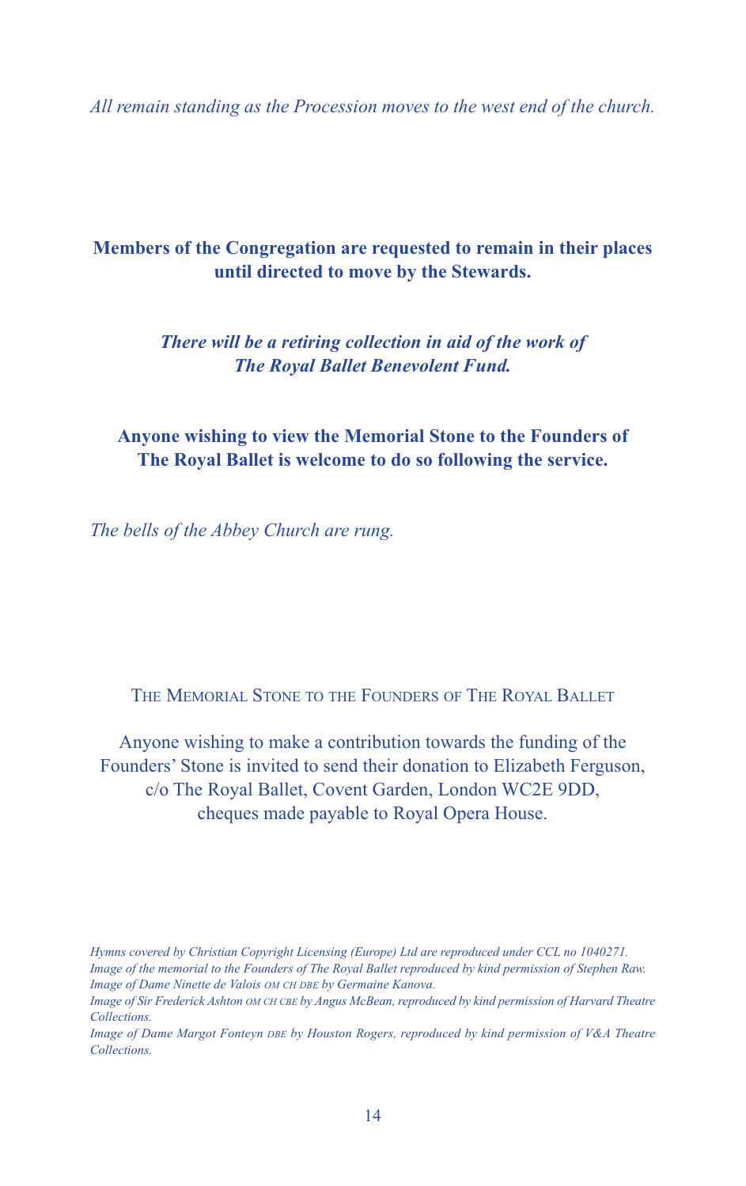*All remain standing as the Procession moves to the west end of the church.*

**Members of the Congregation are requested to remain in their places until directed to move by the Stewards.**

***There will be a retiring collection in aid of the work of The Royal Ballet Benevolent Fund.***

**Anyone wishing to view the Memorial Stone to the Founders of The Royal Ballet is welcome to do so following the service.**

*The bells of the Abbey Church are rung.*

## The Memorial Stone to the Founders of The Royal Ballet

Anyone wishing to make a contribution towards the funding of the Founders' Stone is invited to send their donation to Elizabeth Ferguson, c/o The Royal Ballet, Covent Garden, London WC2E 9DD, cheques made payable to Royal Opera House.

*Hymns covered by Christian Copyright Licensing (Europe) Ltd are reproduced under CCL no 1040271.*
*Image of the memorial to the Founders of The Royal Ballet reproduced by kind permission of Stephen Raw.*
*Image of Dame Ninette de Valois OM CH DBE by Germaine Kanova.*
*Image of Sir Frederick Ashton OM CH CBE by Angus McBean, reproduced by kind permission of Harvard Theatre Collections.*
*Image of Dame Margot Fonteyn DBE by Houston Rogers, reproduced by kind permission of V&A Theatre Collections.*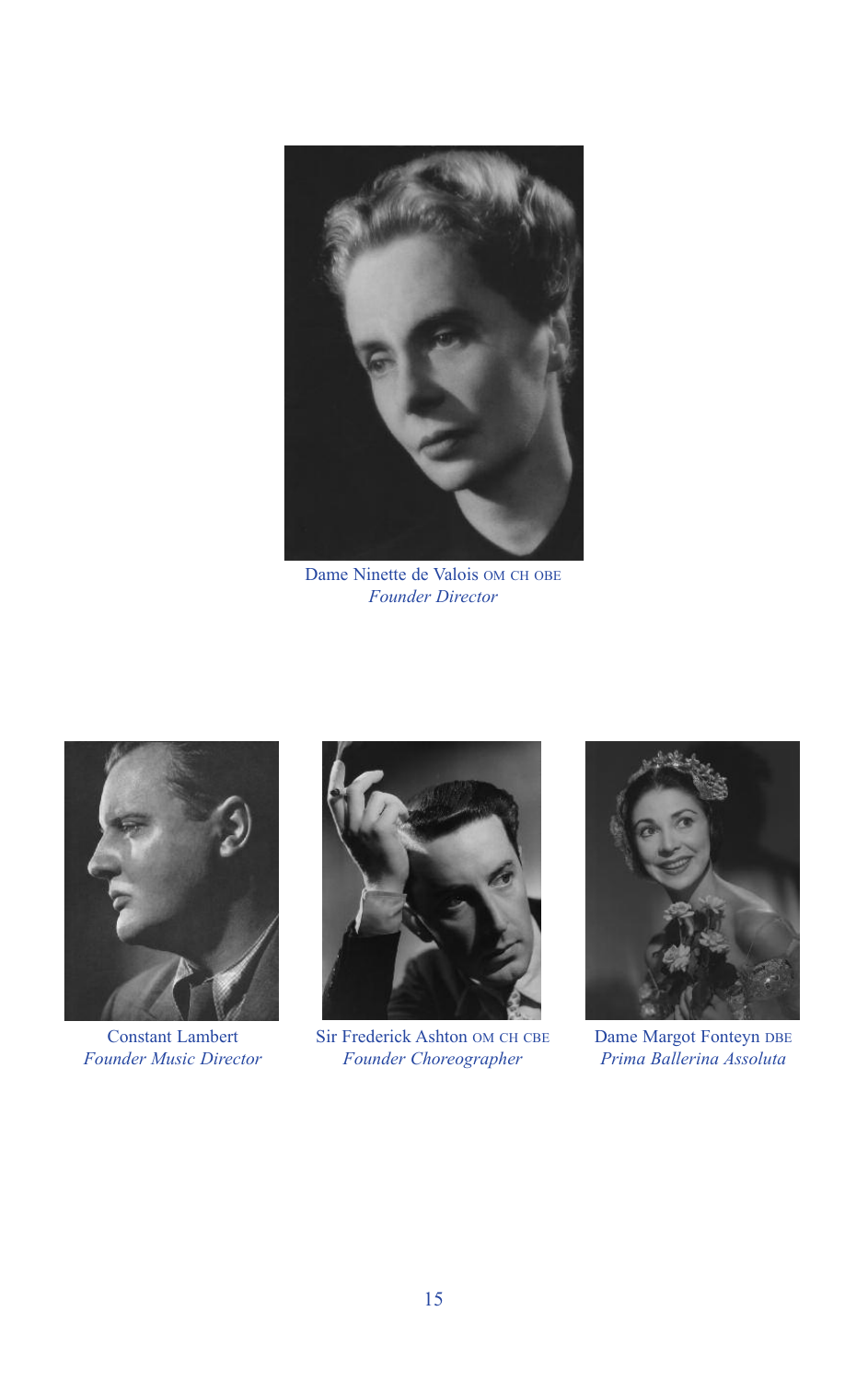Dame Ninette de Valois OM CH OBE
*Founder Director*

Constant Lambert
*Founder Music Director*

Sir Frederick Ashton OM CH CBE
*Founder Choreographer*

Dame Margot Fonteyn DBE
*Prima Ballerina Assoluta*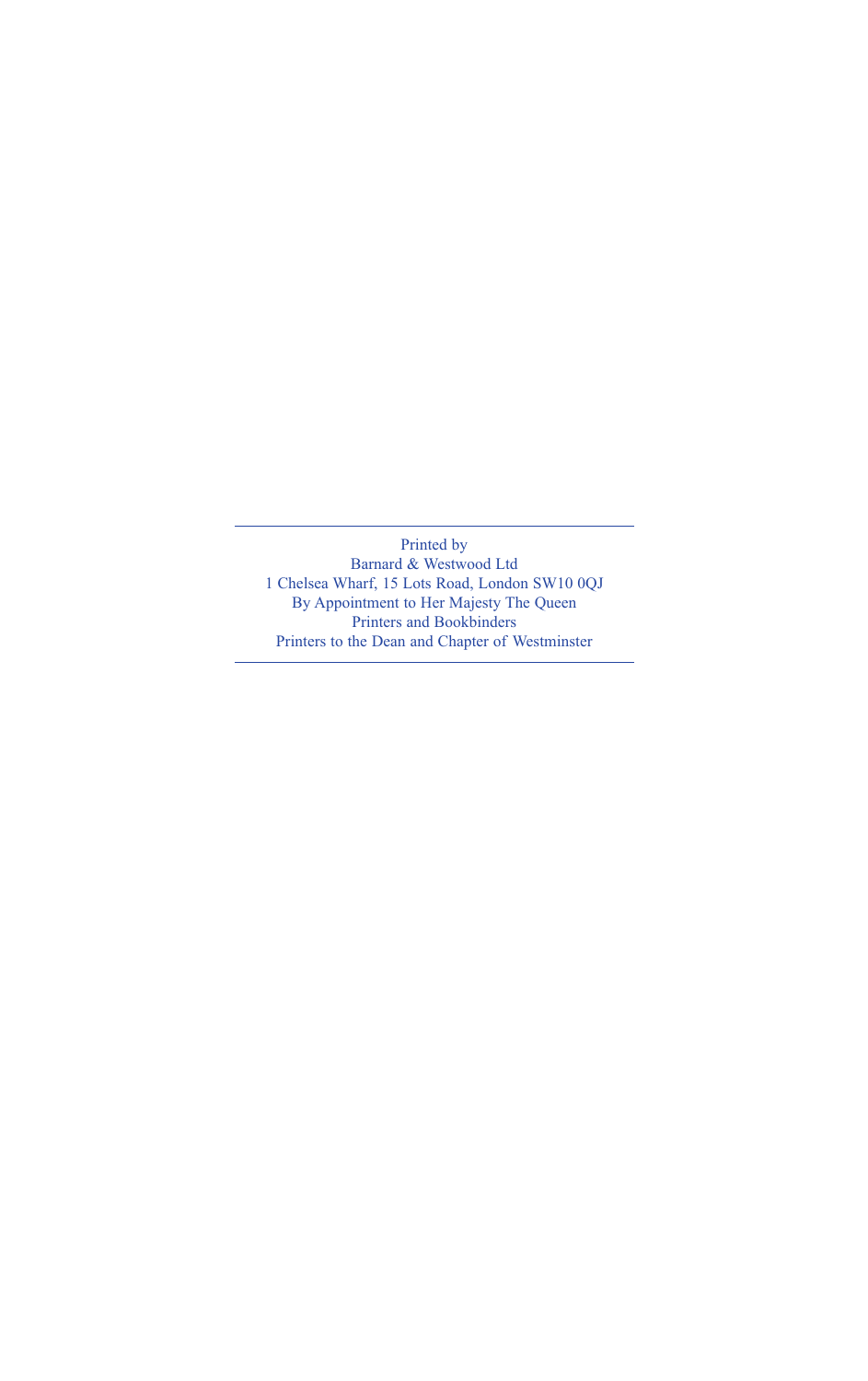---

Printed by
Barnard & Westwood Ltd
1 Chelsea Wharf, 15 Lots Road, London SW10 0QJ
By Appointment to Her Majesty The Queen
Printers and Bookbinders
Printers to the Dean and Chapter of Westminster

---